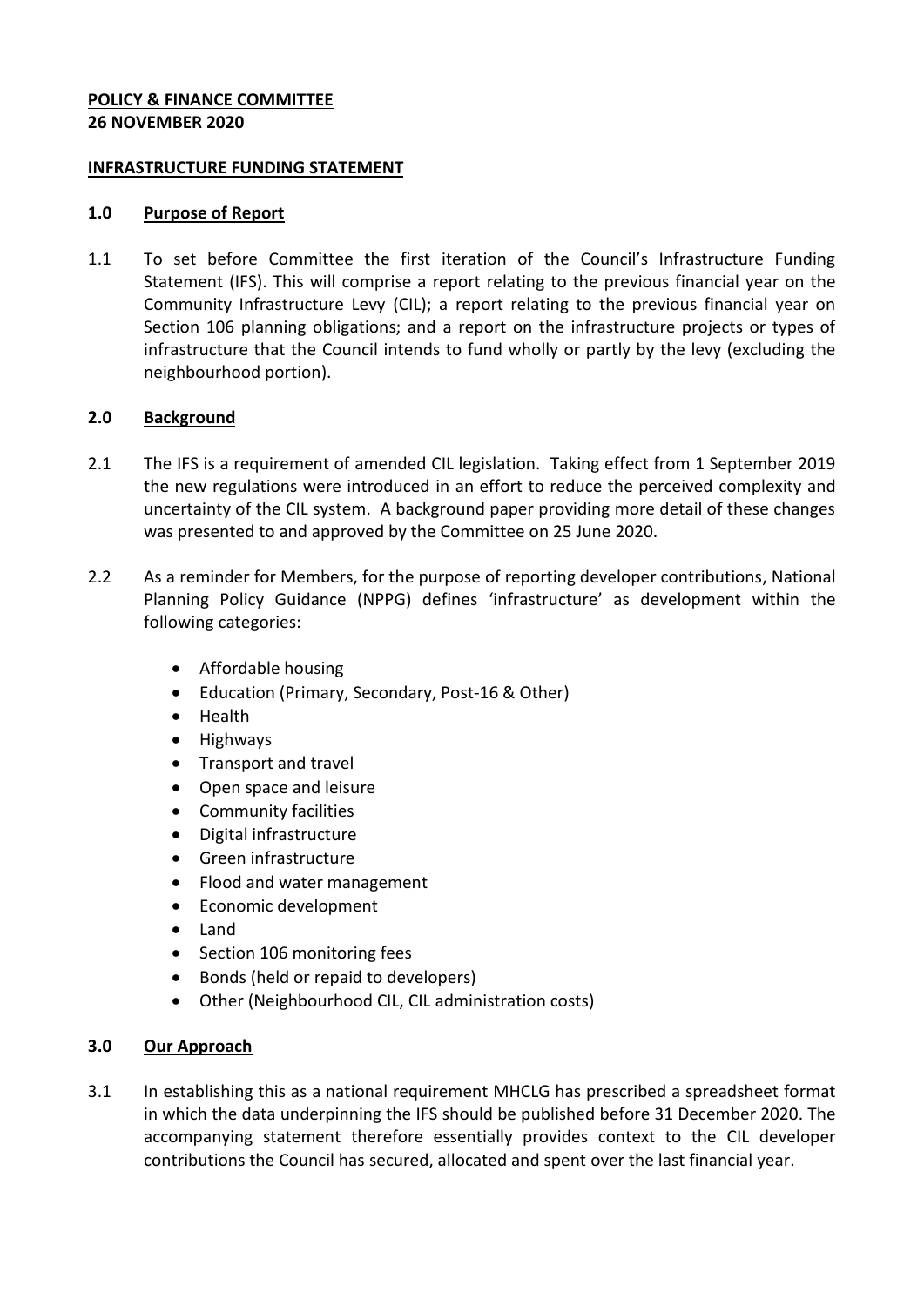**POLICY & FINANCE COMMITTEE**
**26 NOVEMBER 2020**

**INFRASTRUCTURE FUNDING STATEMENT**

## 1.0 Purpose of Report

1.1 To set before Committee the first iteration of the Council's Infrastructure Funding Statement (IFS). This will comprise a report relating to the previous financial year on the Community Infrastructure Levy (CIL); a report relating to the previous financial year on Section 106 planning obligations; and a report on the infrastructure projects or types of infrastructure that the Council intends to fund wholly or partly by the levy (excluding the neighbourhood portion).

## 2.0 Background

2.1 The IFS is a requirement of amended CIL legislation. Taking effect from 1 September 2019 the new regulations were introduced in an effort to reduce the perceived complexity and uncertainty of the CIL system. A background paper providing more detail of these changes was presented to and approved by the Committee on 25 June 2020.

2.2 As a reminder for Members, for the purpose of reporting developer contributions, National Planning Policy Guidance (NPPG) defines 'infrastructure' as development within the following categories:

- Affordable housing
- Education (Primary, Secondary, Post-16 & Other)
- Health
- Highways
- Transport and travel
- Open space and leisure
- Community facilities
- Digital infrastructure
- Green infrastructure
- Flood and water management
- Economic development
- Land
- Section 106 monitoring fees
- Bonds (held or repaid to developers)
- Other (Neighbourhood CIL, CIL administration costs)

## 3.0 Our Approach

3.1 In establishing this as a national requirement MHCLG has prescribed a spreadsheet format in which the data underpinning the IFS should be published before 31 December 2020. The accompanying statement therefore essentially provides context to the CIL developer contributions the Council has secured, allocated and spent over the last financial year.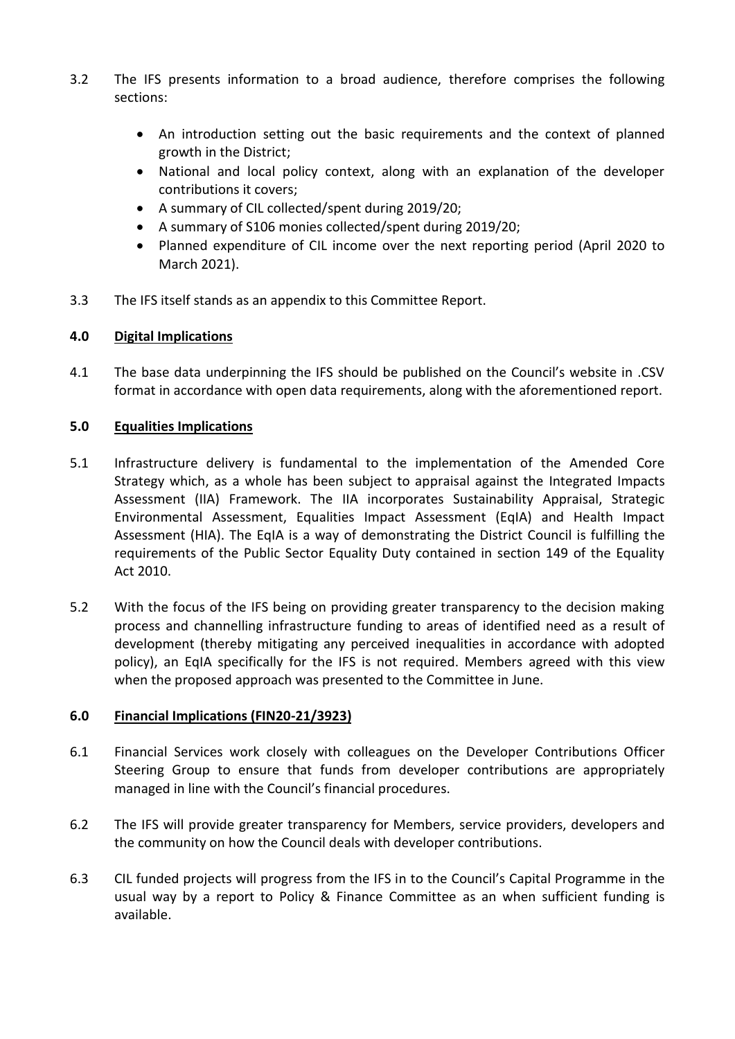3.2 The IFS presents information to a broad audience, therefore comprises the following sections:

- An introduction setting out the basic requirements and the context of planned growth in the District;
- National and local policy context, along with an explanation of the developer contributions it covers;
- A summary of CIL collected/spent during 2019/20;
- A summary of S106 monies collected/spent during 2019/20;
- Planned expenditure of CIL income over the next reporting period (April 2020 to March 2021).

3.3 The IFS itself stands as an appendix to this Committee Report.

## 4.0 Digital Implications

4.1 The base data underpinning the IFS should be published on the Council's website in .CSV format in accordance with open data requirements, along with the aforementioned report.

## 5.0 Equalities Implications

5.1 Infrastructure delivery is fundamental to the implementation of the Amended Core Strategy which, as a whole has been subject to appraisal against the Integrated Impacts Assessment (IIA) Framework. The IIA incorporates Sustainability Appraisal, Strategic Environmental Assessment, Equalities Impact Assessment (EqIA) and Health Impact Assessment (HIA). The EqIA is a way of demonstrating the District Council is fulfilling the requirements of the Public Sector Equality Duty contained in section 149 of the Equality Act 2010.

5.2 With the focus of the IFS being on providing greater transparency to the decision making process and channelling infrastructure funding to areas of identified need as a result of development (thereby mitigating any perceived inequalities in accordance with adopted policy), an EqIA specifically for the IFS is not required. Members agreed with this view when the proposed approach was presented to the Committee in June.

## 6.0 Financial Implications (FIN20-21/3923)

6.1 Financial Services work closely with colleagues on the Developer Contributions Officer Steering Group to ensure that funds from developer contributions are appropriately managed in line with the Council's financial procedures.

6.2 The IFS will provide greater transparency for Members, service providers, developers and the community on how the Council deals with developer contributions.

6.3 CIL funded projects will progress from the IFS in to the Council's Capital Programme in the usual way by a report to Policy & Finance Committee as an when sufficient funding is available.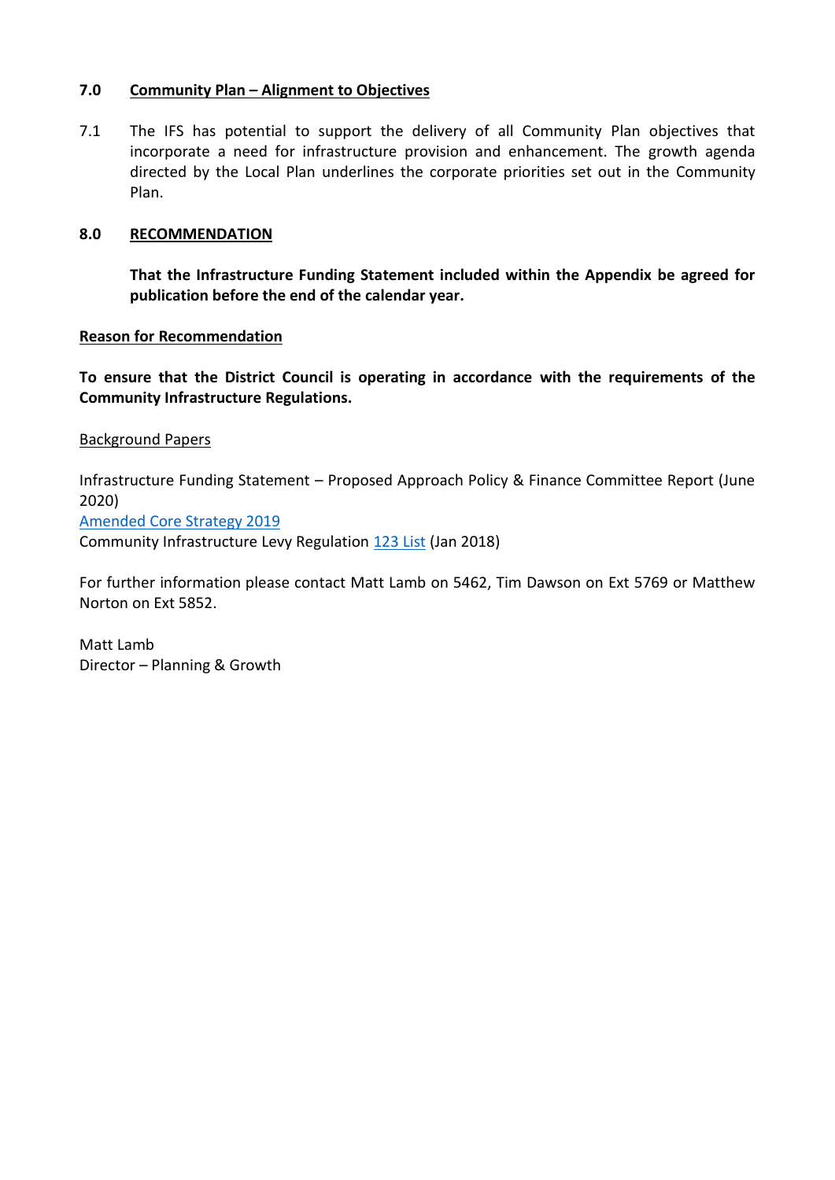## 7.0 <u>Community Plan – Alignment to Objectives</u>

7.1 The IFS has potential to support the delivery of all Community Plan objectives that incorporate a need for infrastructure provision and enhancement. The growth agenda directed by the Local Plan underlines the corporate priorities set out in the Community Plan.

## 8.0 <u>RECOMMENDATION</u>

**That the Infrastructure Funding Statement included within the Appendix be agreed for publication before the end of the calendar year.**

**<u>Reason for Recommendation</u>**

**To ensure that the District Council is operating in accordance with the requirements of the Community Infrastructure Regulations.**

<u>Background Papers</u>

Infrastructure Funding Statement – Proposed Approach Policy & Finance Committee Report (June 2020)
Amended Core Strategy 2019
Community Infrastructure Levy Regulation 123 List (Jan 2018)

For further information please contact Matt Lamb on 5462, Tim Dawson on Ext 5769 or Matthew Norton on Ext 5852.

Matt Lamb
Director – Planning & Growth